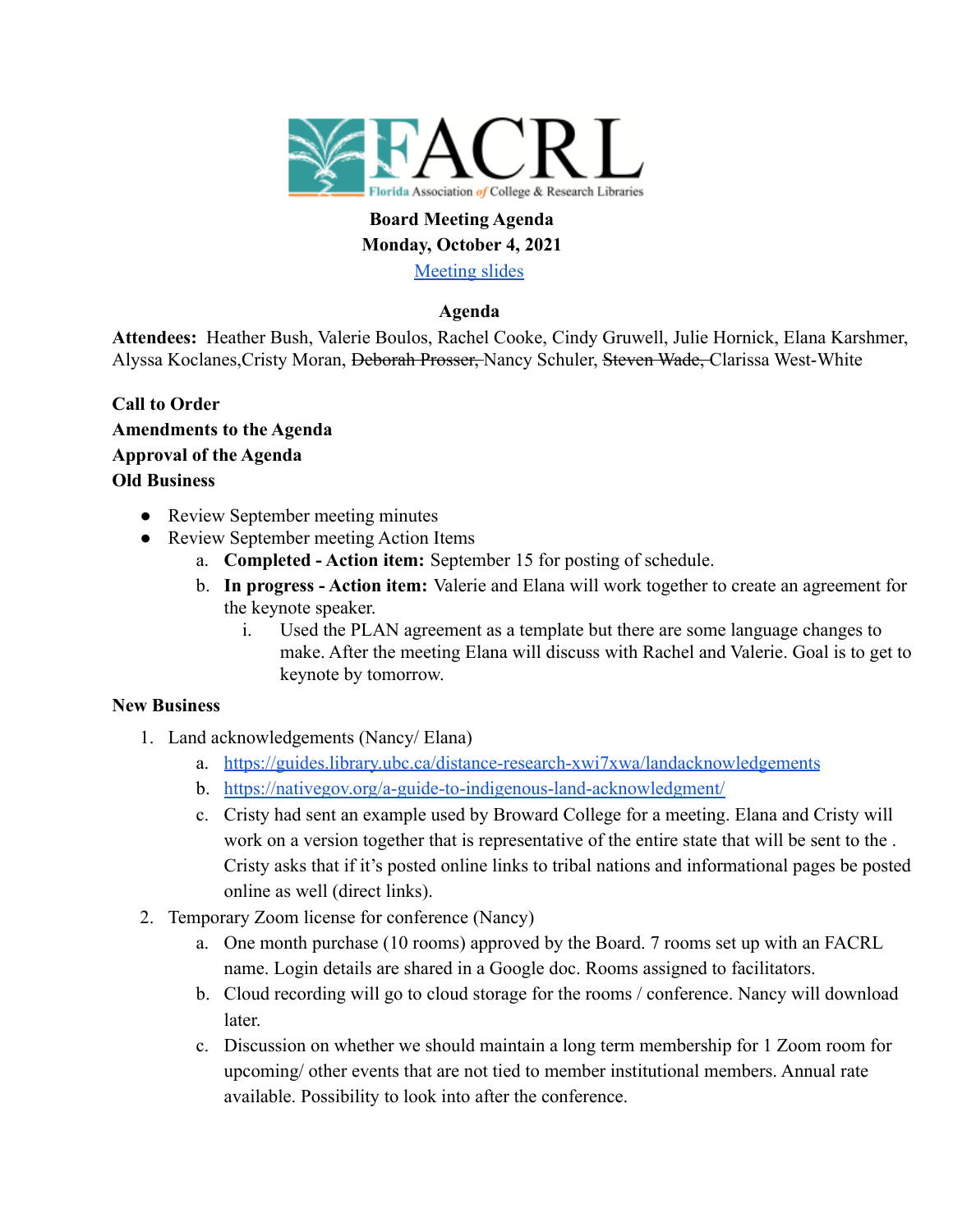**Board Meeting Agenda**
**Monday, October 4, 2021**
[Meeting slides]

**Agenda**

**Attendees:** Heather Bush, Valerie Boulos, Rachel Cooke, Cindy Gruwell, Julie Hornick, Elana Karshmer, Alyssa Koclanes,Cristy Moran, ~~Deborah Prosser,~~ Nancy Schuler, ~~Steven Wade,~~ Clarissa West-White

**Call to Order**
**Amendments to the Agenda**
**Approval of the Agenda**
**Old Business**

- Review September meeting minutes
- Review September meeting Action Items
  a. **Completed - Action item:** September 15 for posting of schedule.
  b. **In progress - Action item:** Valerie and Elana will work together to create an agreement for the keynote speaker.
     i. Used the PLAN agreement as a template but there are some language changes to make. After the meeting Elana will discuss with Rachel and Valerie. Goal is to get to keynote by tomorrow.

**New Business**

1. Land acknowledgements (Nancy/ Elana)
   a. https://guides.library.ubc.ca/distance-research-xwi7xwa/landacknowledgements
   b. https://nativegov.org/a-guide-to-indigenous-land-acknowledgment/
   c. Cristy had sent an example used by Broward College for a meeting. Elana and Cristy will work on a version together that is representative of the entire state that will be sent to the . Cristy asks that if it's posted online links to tribal nations and informational pages be posted online as well (direct links).
2. Temporary Zoom license for conference (Nancy)
   a. One month purchase (10 rooms) approved by the Board. 7 rooms set up with an FACRL name. Login details are shared in a Google doc. Rooms assigned to facilitators.
   b. Cloud recording will go to cloud storage for the rooms / conference. Nancy will download later.
   c. Discussion on whether we should maintain a long term membership for 1 Zoom room for upcoming/ other events that are not tied to member institutional members. Annual rate available. Possibility to look into after the conference.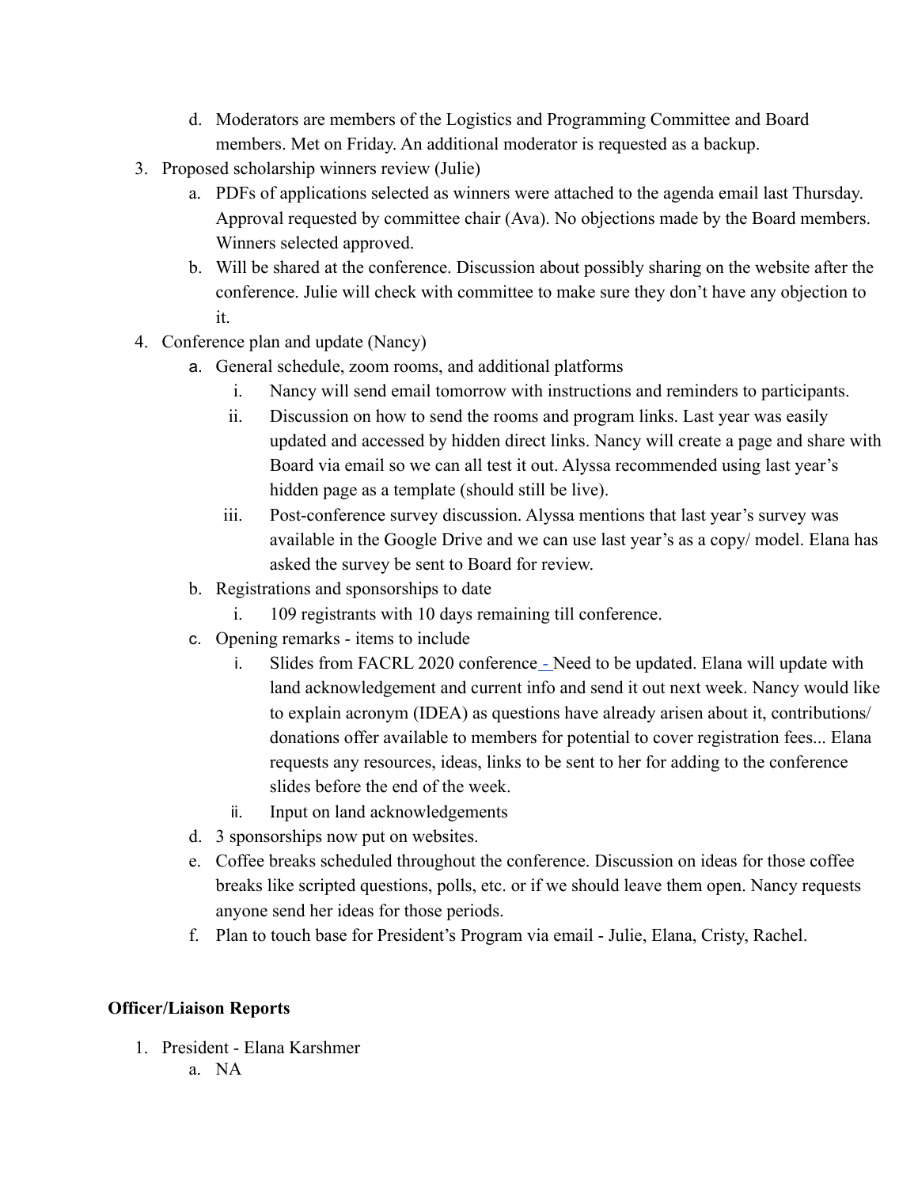d. Moderators are members of the Logistics and Programming Committee and Board members. Met on Friday. An additional moderator is requested as a backup.

3. Proposed scholarship winners review (Julie)
   a. PDFs of applications selected as winners were attached to the agenda email last Thursday. Approval requested by committee chair (Ava). No objections made by the Board members. Winners selected approved.
   b. Will be shared at the conference. Discussion about possibly sharing on the website after the conference. Julie will check with committee to make sure they don't have any objection to it.
4. Conference plan and update (Nancy)
   a. General schedule, zoom rooms, and additional platforms
      i. Nancy will send email tomorrow with instructions and reminders to participants.
      ii. Discussion on how to send the rooms and program links. Last year was easily updated and accessed by hidden direct links. Nancy will create a page and share with Board via email so we can all test it out. Alyssa recommended using last year's hidden page as a template (should still be live).
      iii. Post-conference survey discussion. Alyssa mentions that last year's survey was available in the Google Drive and we can use last year's as a copy/ model. Elana has asked the survey be sent to Board for review.
   b. Registrations and sponsorships to date
      i. 109 registrants with 10 days remaining till conference.
   c. Opening remarks - items to include
      i. Slides from FACRL 2020 conference - Need to be updated. Elana will update with land acknowledgement and current info and send it out next week. Nancy would like to explain acronym (IDEA) as questions have already arisen about it, contributions/ donations offer available to members for potential to cover registration fees... Elana requests any resources, ideas, links to be sent to her for adding to the conference slides before the end of the week.
      ii. Input on land acknowledgements
   d. 3 sponsorships now put on websites.
   e. Coffee breaks scheduled throughout the conference. Discussion on ideas for those coffee breaks like scripted questions, polls, etc. or if we should leave them open. Nancy requests anyone send her ideas for those periods.
   f. Plan to touch base for President's Program via email - Julie, Elana, Cristy, Rachel.

**Officer/Liaison Reports**

1. President - Elana Karshmer
   a. NA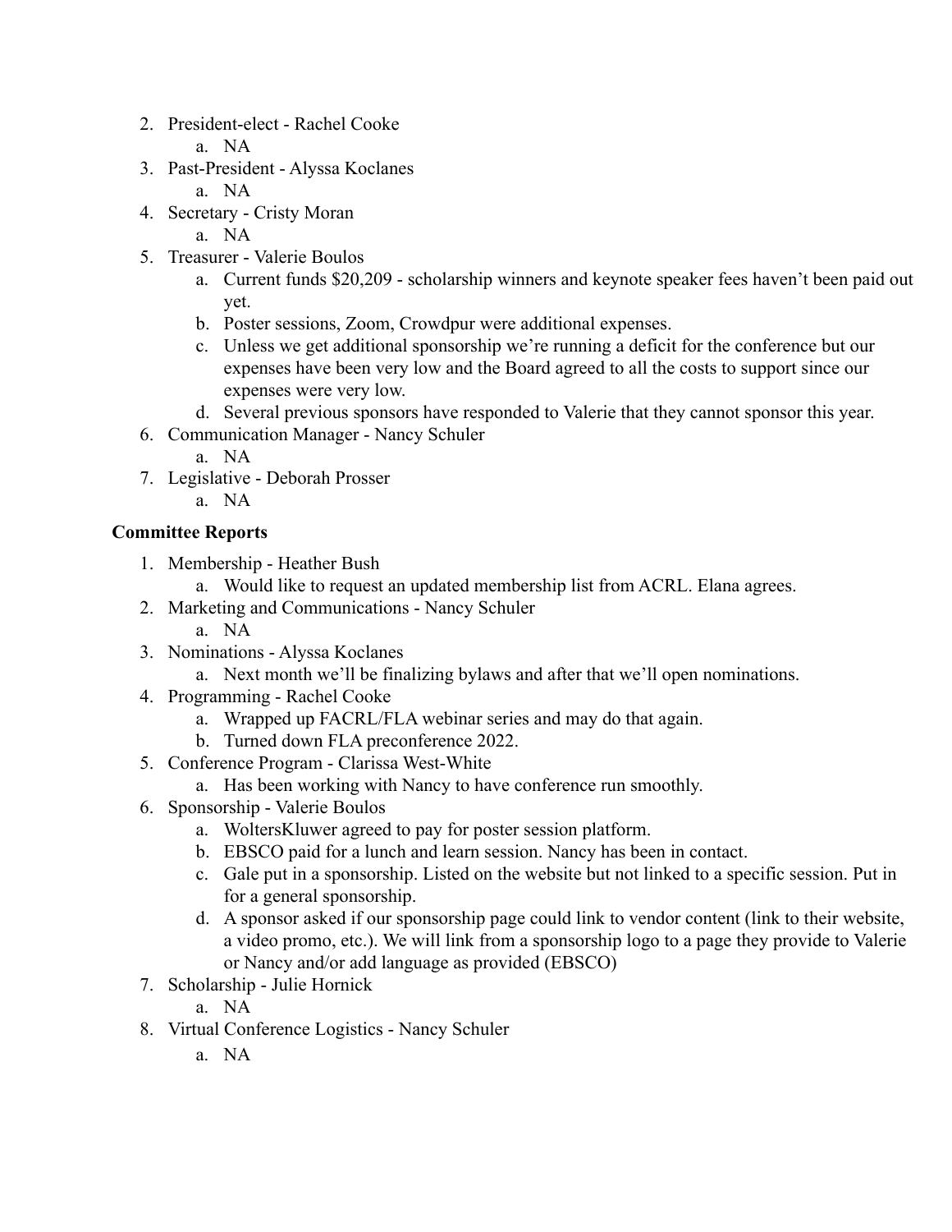2. President-elect - Rachel Cooke
    a. NA
3. Past-President - Alyssa Koclanes
    a. NA
4. Secretary - Cristy Moran
    a. NA
5. Treasurer - Valerie Boulos
    a. Current funds $20,209 - scholarship winners and keynote speaker fees haven't been paid out yet.
    b. Poster sessions, Zoom, Crowdpur were additional expenses.
    c. Unless we get additional sponsorship we're running a deficit for the conference but our expenses have been very low and the Board agreed to all the costs to support since our expenses were very low.
    d. Several previous sponsors have responded to Valerie that they cannot sponsor this year.
6. Communication Manager - Nancy Schuler
    a. NA
7. Legislative - Deborah Prosser
    a. NA

**Committee Reports**

1. Membership - Heather Bush
    a. Would like to request an updated membership list from ACRL. Elana agrees.
2. Marketing and Communications - Nancy Schuler
    a. NA
3. Nominations - Alyssa Koclanes
    a. Next month we'll be finalizing bylaws and after that we'll open nominations.
4. Programming - Rachel Cooke
    a. Wrapped up FACRL/FLA webinar series and may do that again.
    b. Turned down FLA preconference 2022.
5. Conference Program - Clarissa West-White
    a. Has been working with Nancy to have conference run smoothly.
6. Sponsorship - Valerie Boulos
    a. WoltersKluwer agreed to pay for poster session platform.
    b. EBSCO paid for a lunch and learn session. Nancy has been in contact.
    c. Gale put in a sponsorship. Listed on the website but not linked to a specific session. Put in for a general sponsorship.
    d. A sponsor asked if our sponsorship page could link to vendor content (link to their website, a video promo, etc.). We will link from a sponsorship logo to a page they provide to Valerie or Nancy and/or add language as provided (EBSCO)
7. Scholarship - Julie Hornick
    a. NA
8. Virtual Conference Logistics - Nancy Schuler
    a. NA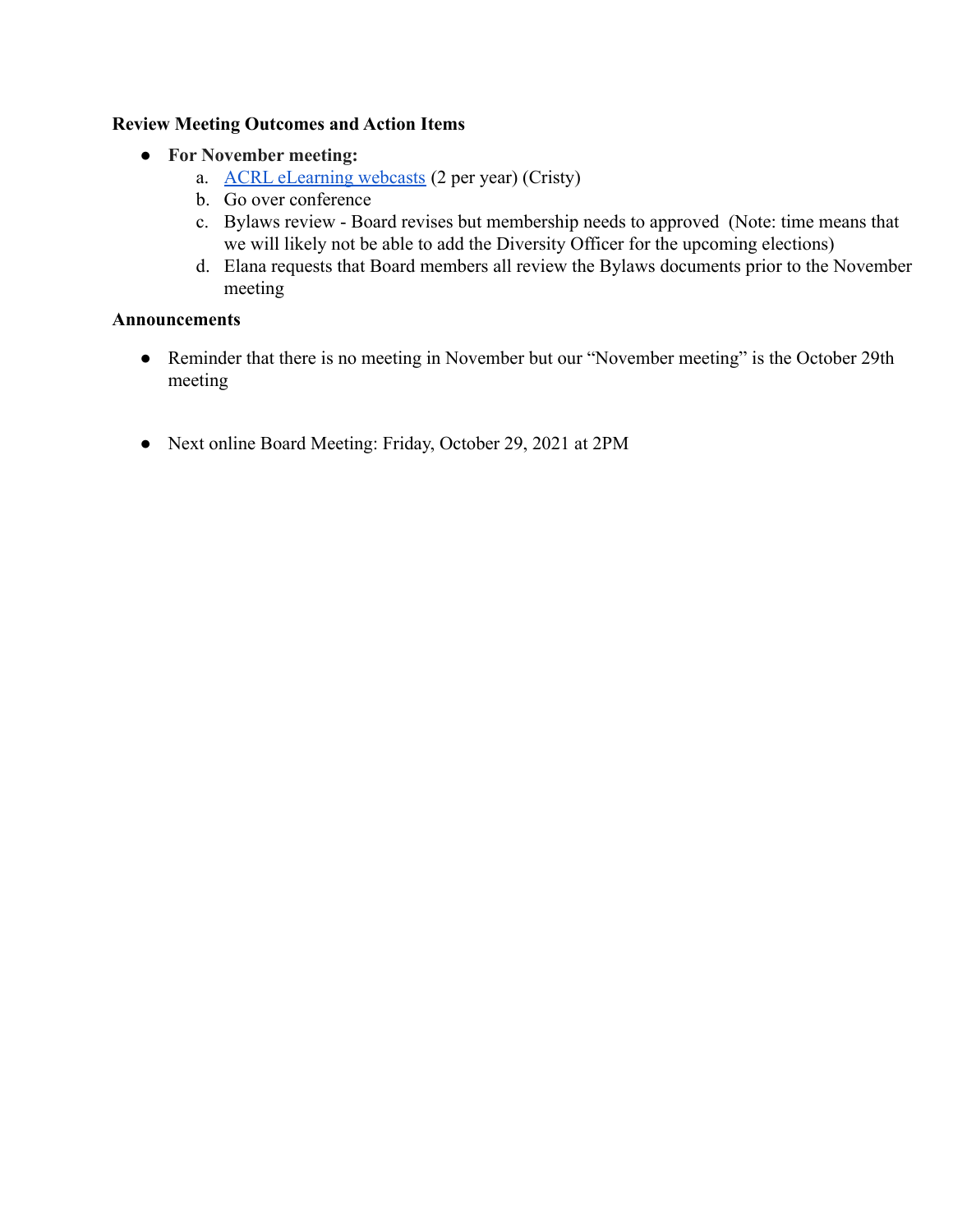**Review Meeting Outcomes and Action Items**

- **For November meeting:**
    a. [ACRL eLearning webcasts](#) (2 per year) (Cristy)
    b. Go over conference
    c. Bylaws review - Board revises but membership needs to approved  (Note: time means that we will likely not be able to add the Diversity Officer for the upcoming elections)
    d. Elana requests that Board members all review the Bylaws documents prior to the November meeting

**Announcements**

- Reminder that there is no meeting in November but our “November meeting” is the October 29th meeting

- Next online Board Meeting: Friday, October 29, 2021 at 2PM